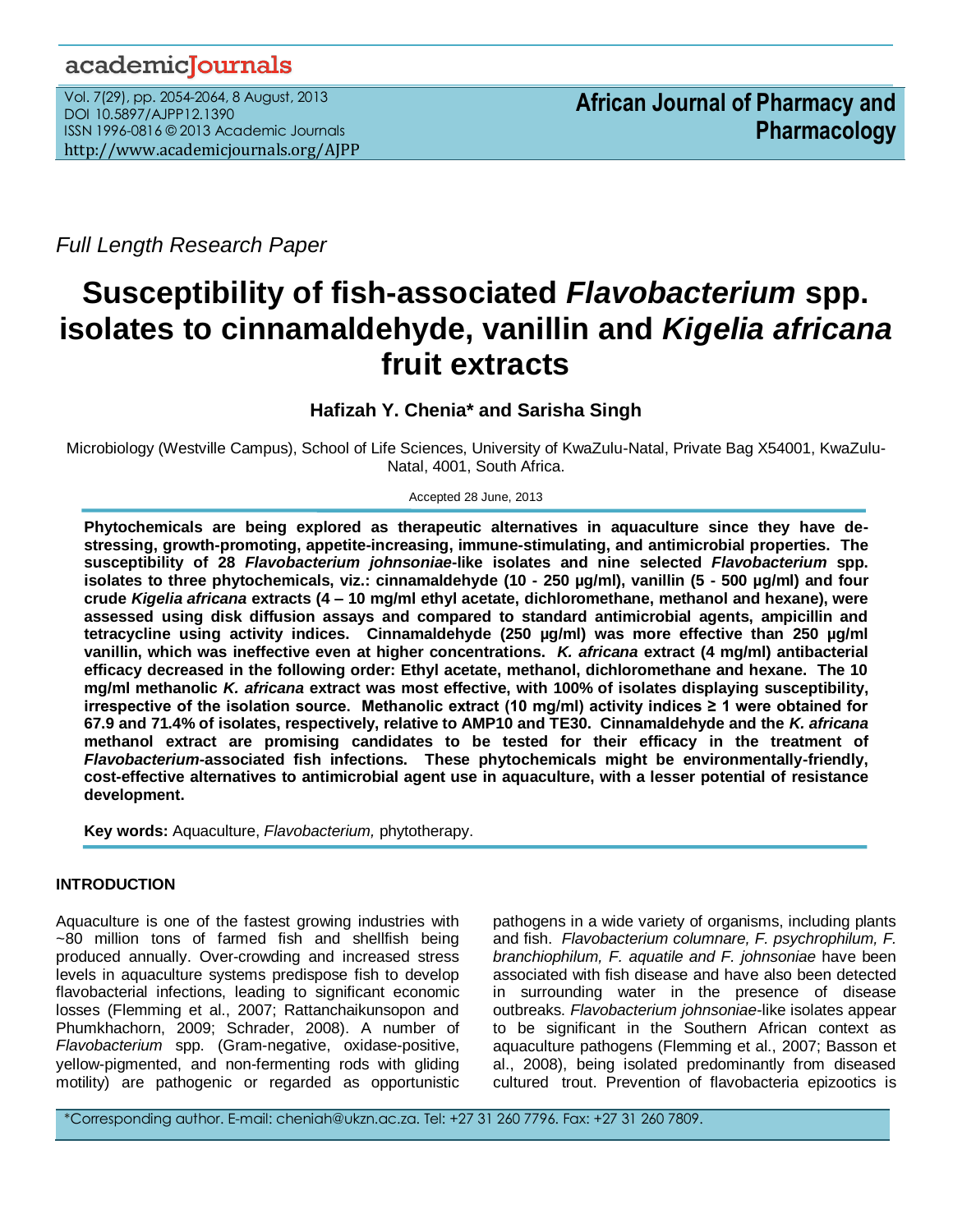Full Length Research Paper

# Susceptibility of fish-associated *Flavobacterium* spp. isolates to cinnamaldehyde, vanillin and *Kigelia africana* fruit extracts

**Hafizah Y. Chenia\* and Sarisha Singh**

Microbiology (Westville Campus), School of Life Sciences, University of KwaZulu-Natal, Private Bag X54001, KwaZulu-Natal, 4001, South Africa.

Accepted 28 June, 2013

**Phytochemicals are being explored as therapeutic alternatives in aquaculture since they have de-stressing, growth-promoting, appetite-increasing, immune-stimulating, and antimicrobial properties. The susceptibility of 28 *Flavobacterium johnsoniae*-like isolates and nine selected *Flavobacterium* spp. isolates to three phytochemicals, viz.: cinnamaldehyde (10 - 250 µg/ml), vanillin (5 - 500 µg/ml) and four crude *Kigelia africana* extracts (4 – 10 mg/ml ethyl acetate, dichloromethane, methanol and hexane), were assessed using disk diffusion assays and compared to standard antimicrobial agents, ampicillin and tetracycline using activity indices. Cinnamaldehyde (250 µg/ml) was more effective than 250 µg/ml vanillin, which was ineffective even at higher concentrations. *K. africana* extract (4 mg/ml) antibacterial efficacy decreased in the following order: Ethyl acetate, methanol, dichloromethane and hexane. The 10 mg/ml methanolic *K. africana* extract was most effective, with 100% of isolates displaying susceptibility, irrespective of the isolation source. Methanolic extract (10 mg/ml) activity indices ≥ 1 were obtained for 67.9 and 71.4% of isolates, respectively, relative to AMP10 and TE30. Cinnamaldehyde and the *K. africana* methanol extract are promising candidates to be tested for their efficacy in the treatment of *Flavobacterium*-associated fish infections. These phytochemicals might be environmentally-friendly, cost-effective alternatives to antimicrobial agent use in aquaculture, with a lesser potential of resistance development.**

**Key words:** Aquaculture, *Flavobacterium,* phytotherapy.

## INTRODUCTION

Aquaculture is one of the fastest growing industries with ~80 million tons of farmed fish and shellfish being produced annually. Over-crowding and increased stress levels in aquaculture systems predispose fish to develop flavobacterial infections, leading to significant economic losses (Flemming et al., 2007; Rattanchaikunsopon and Phumkhachorn, 2009; Schrader, 2008). A number of *Flavobacterium* spp. (Gram-negative, oxidase-positive, yellow-pigmented, and non-fermenting rods with gliding motility) are pathogenic or regarded as opportunistic pathogens in a wide variety of organisms, including plants and fish. *Flavobacterium columnare, F. psychrophilum, F. branchiophilum, F. aquatile and F. johnsoniae* have been associated with fish disease and have also been detected in surrounding water in the presence of disease outbreaks. *Flavobacterium johnsoniae*-like isolates appear to be significant in the Southern African context as aquaculture pathogens (Flemming et al., 2007; Basson et al., 2008), being isolated predominantly from diseased cultured trout. Prevention of flavobacteria epizootics is

\*Corresponding author. E-mail: cheniah@ukzn.ac.za. Tel: +27 31 260 7796. Fax: +27 31 260 7809.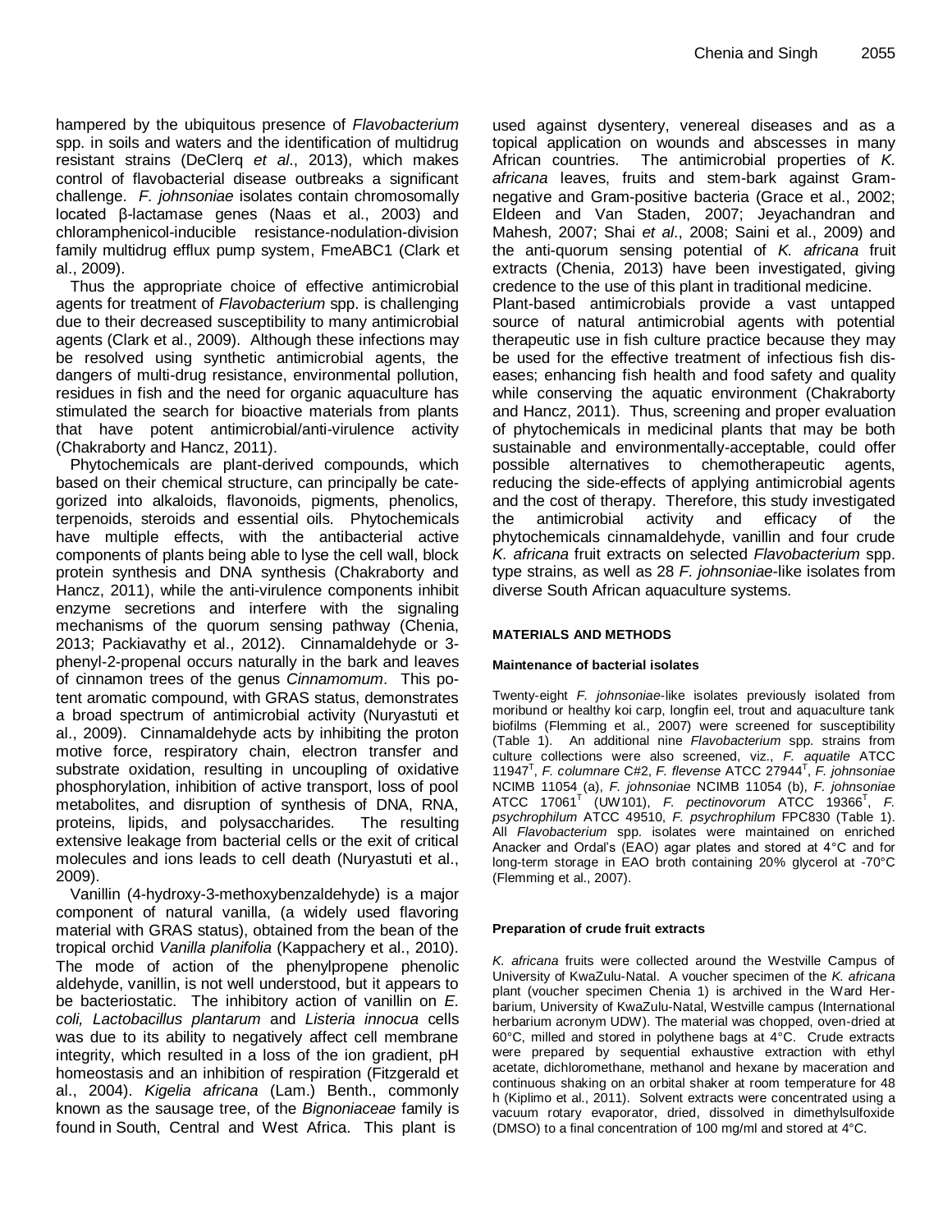hampered by the ubiquitous presence of *Flavobacterium* spp. in soils and waters and the identification of multidrug resistant strains (DeClerq *et al*., 2013), which makes control of flavobacterial disease outbreaks a significant challenge. *F. johnsoniae* isolates contain chromosomally located β-lactamase genes (Naas et al., 2003) and chloramphenicol-inducible resistance-nodulation-division family multidrug efflux pump system, FmeABC1 (Clark et al., 2009).

Thus the appropriate choice of effective antimicrobial agents for treatment of *Flavobacterium* spp. is challenging due to their decreased susceptibility to many antimicrobial agents (Clark et al., 2009). Although these infections may be resolved using synthetic antimicrobial agents, the dangers of multi-drug resistance, environmental pollution, residues in fish and the need for organic aquaculture has stimulated the search for bioactive materials from plants that have potent antimicrobial/anti-virulence activity (Chakraborty and Hancz, 2011).

Phytochemicals are plant-derived compounds, which based on their chemical structure, can principally be categorized into alkaloids, flavonoids, pigments, phenolics, terpenoids, steroids and essential oils. Phytochemicals have multiple effects, with the antibacterial active components of plants being able to lyse the cell wall, block protein synthesis and DNA synthesis (Chakraborty and Hancz, 2011), while the anti-virulence components inhibit enzyme secretions and interfere with the signaling mechanisms of the quorum sensing pathway (Chenia, 2013; Packiavathy et al., 2012). Cinnamaldehyde or 3-phenyl-2-propenal occurs naturally in the bark and leaves of cinnamon trees of the genus *Cinnamomum*. This potent aromatic compound, with GRAS status, demonstrates a broad spectrum of antimicrobial activity (Nuryastuti et al., 2009). Cinnamaldehyde acts by inhibiting the proton motive force, respiratory chain, electron transfer and substrate oxidation, resulting in uncoupling of oxidative phosphorylation, inhibition of active transport, loss of pool metabolites, and disruption of synthesis of DNA, RNA, proteins, lipids, and polysaccharides. The resulting extensive leakage from bacterial cells or the exit of critical molecules and ions leads to cell death (Nuryastuti et al., 2009).

Vanillin (4-hydroxy-3-methoxybenzaldehyde) is a major component of natural vanilla, (a widely used flavoring material with GRAS status), obtained from the bean of the tropical orchid *Vanilla planifolia* (Kappachery et al., 2010). The mode of action of the phenylpropene phenolic aldehyde, vanillin, is not well understood, but it appears to be bacteriostatic. The inhibitory action of vanillin on *E. coli, Lactobacillus plantarum* and *Listeria innocua* cells was due to its ability to negatively affect cell membrane integrity, which resulted in a loss of the ion gradient, pH homeostasis and an inhibition of respiration (Fitzgerald et al., 2004). *Kigelia africana* (Lam.) Benth., commonly known as the sausage tree, of the *Bignoniaceae* family is found in South, Central and West Africa. This plant is used against dysentery, venereal diseases and as a topical application on wounds and abscesses in many African countries. The antimicrobial properties of *K. africana* leaves, fruits and stem-bark against Gram-negative and Gram-positive bacteria (Grace et al., 2002; Eldeen and Van Staden, 2007; Jeyachandran and Mahesh, 2007; Shai *et al*., 2008; Saini et al., 2009) and the anti-quorum sensing potential of *K. africana* fruit extracts (Chenia, 2013) have been investigated, giving credence to the use of this plant in traditional medicine.

Plant-based antimicrobials provide a vast untapped source of natural antimicrobial agents with potential therapeutic use in fish culture practice because they may be used for the effective treatment of infectious fish diseases; enhancing fish health and food safety and quality while conserving the aquatic environment (Chakraborty and Hancz, 2011). Thus, screening and proper evaluation of phytochemicals in medicinal plants that may be both sustainable and environmentally-acceptable, could offer possible alternatives to chemotherapeutic agents, reducing the side-effects of applying antimicrobial agents and the cost of therapy. Therefore, this study investigated the antimicrobial activity and efficacy of the phytochemicals cinnamaldehyde, vanillin and four crude *K. africana* fruit extracts on selected *Flavobacterium* spp. type strains, as well as 28 *F. johnsoniae*-like isolates from diverse South African aquaculture systems.

## MATERIALS AND METHODS

### Maintenance of bacterial isolates

Twenty-eight *F. johnsoniae*-like isolates previously isolated from moribund or healthy koi carp, longfin eel, trout and aquaculture tank biofilms (Flemming et al., 2007) were screened for susceptibility (Table 1). An additional nine *Flavobacterium* spp. strains from culture collections were also screened, viz., *F. aquatile* ATCC 11947[T], *F. columnare* C#2, *F. flevense* ATCC 27944[T], *F. johnsoniae* NCIMB 11054 (a), *F. johnsoniae* NCIMB 11054 (b), *F. johnsoniae* ATCC 17061[T] (UW101), *F. pectinovorum* ATCC 19366[T], *F. psychrophilum* ATCC 49510, *F. psychrophilum* FPC830 (Table 1). All *Flavobacterium* spp. isolates were maintained on enriched Anacker and Ordal's (EAO) agar plates and stored at 4°C and for long-term storage in EAO broth containing 20% glycerol at -70°C (Flemming et al., 2007).

### Preparation of crude fruit extracts

*K. africana* fruits were collected around the Westville Campus of University of KwaZulu-Natal. A voucher specimen of the *K. africana* plant (voucher specimen Chenia 1) is archived in the Ward Herbarium, University of KwaZulu-Natal, Westville campus (International herbarium acronym UDW). The material was chopped, oven-dried at 60°C, milled and stored in polythene bags at 4°C. Crude extracts were prepared by sequential exhaustive extraction with ethyl acetate, dichloromethane, methanol and hexane by maceration and continuous shaking on an orbital shaker at room temperature for 48 h (Kiplimo et al., 2011). Solvent extracts were concentrated using a vacuum rotary evaporator, dried, dissolved in dimethylsulfoxide (DMSO) to a final concentration of 100 mg/ml and stored at 4°C.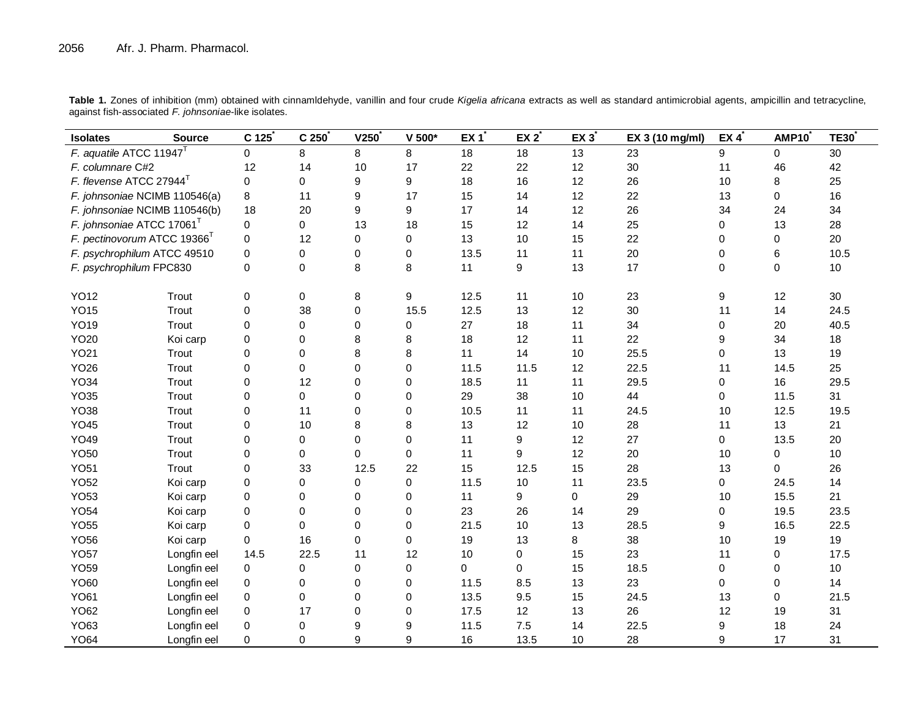**Table 1.** Zones of inhibition (mm) obtained with cinnamldehyde, vanillin and four crude *Kigelia africana* extracts as well as standard antimicrobial agents, ampicillin and tetracycline, against fish-associated *F. johnsoniae*-like isolates.

| Isolates | Source | C 125* | C 250* | V250* | V 500* | EX 1* | EX 2* | EX 3* | EX 3 (10 mg/ml) | EX 4* | AMP10* | TE30* |
|---|---|---|---|---|---|---|---|---|---|---|---|---|
| *F. aquatile* ATCC 11947$^T$ | | 0 | 8 | 8 | 8 | 18 | 18 | 13 | 23 | 9 | 0 | 30 |
| *F. columnare* C#2 | | 12 | 14 | 10 | 17 | 22 | 22 | 12 | 30 | 11 | 46 | 42 |
| *F. flevense* ATCC 27944$^T$ | | 0 | 0 | 9 | 9 | 18 | 16 | 12 | 26 | 10 | 8 | 25 |
| *F. johnsoniae* NCIMB 110546(a) | | 8 | 11 | 9 | 17 | 15 | 14 | 12 | 22 | 13 | 0 | 16 |
| *F. johnsoniae* NCIMB 110546(b) | | 18 | 20 | 9 | 9 | 17 | 14 | 12 | 26 | 34 | 24 | 34 |
| *F. johnsoniae* ATCC 17061$^T$ | | 0 | 0 | 13 | 18 | 15 | 12 | 14 | 25 | 0 | 13 | 28 |
| *F. pectinovorum* ATCC 19366$^T$ | | 0 | 12 | 0 | 0 | 13 | 10 | 15 | 22 | 0 | 0 | 20 |
| *F. psychrophilum* ATCC 49510 | | 0 | 0 | 0 | 0 | 13.5 | 11 | 11 | 20 | 0 | 6 | 10.5 |
| *F. psychrophilum* FPC830 | | 0 | 0 | 8 | 8 | 11 | 9 | 13 | 17 | 0 | 0 | 10 |
| YO12 | Trout | 0 | 0 | 8 | 9 | 12.5 | 11 | 10 | 23 | 9 | 12 | 30 |
| YO15 | Trout | 0 | 38 | 0 | 15.5 | 12.5 | 13 | 12 | 30 | 11 | 14 | 24.5 |
| YO19 | Trout | 0 | 0 | 0 | 0 | 27 | 18 | 11 | 34 | 0 | 20 | 40.5 |
| YO20 | Koi carp | 0 | 0 | 8 | 8 | 18 | 12 | 11 | 22 | 9 | 34 | 18 |
| YO21 | Trout | 0 | 0 | 8 | 8 | 11 | 14 | 10 | 25.5 | 0 | 13 | 19 |
| YO26 | Trout | 0 | 0 | 0 | 0 | 11.5 | 11.5 | 12 | 22.5 | 11 | 14.5 | 25 |
| YO34 | Trout | 0 | 12 | 0 | 0 | 18.5 | 11 | 11 | 29.5 | 0 | 16 | 29.5 |
| YO35 | Trout | 0 | 0 | 0 | 0 | 29 | 38 | 10 | 44 | 0 | 11.5 | 31 |
| YO38 | Trout | 0 | 11 | 0 | 0 | 10.5 | 11 | 11 | 24.5 | 10 | 12.5 | 19.5 |
| YO45 | Trout | 0 | 10 | 8 | 8 | 13 | 12 | 10 | 28 | 11 | 13 | 21 |
| YO49 | Trout | 0 | 0 | 0 | 0 | 11 | 9 | 12 | 27 | 0 | 13.5 | 20 |
| YO50 | Trout | 0 | 0 | 0 | 0 | 11 | 9 | 12 | 20 | 10 | 0 | 10 |
| YO51 | Trout | 0 | 33 | 12.5 | 22 | 15 | 12.5 | 15 | 28 | 13 | 0 | 26 |
| YO52 | Koi carp | 0 | 0 | 0 | 0 | 11.5 | 10 | 11 | 23.5 | 0 | 24.5 | 14 |
| YO53 | Koi carp | 0 | 0 | 0 | 0 | 11 | 9 | 0 | 29 | 10 | 15.5 | 21 |
| YO54 | Koi carp | 0 | 0 | 0 | 0 | 23 | 26 | 14 | 29 | 0 | 19.5 | 23.5 |
| YO55 | Koi carp | 0 | 0 | 0 | 0 | 21.5 | 10 | 13 | 28.5 | 9 | 16.5 | 22.5 |
| YO56 | Koi carp | 0 | 16 | 0 | 0 | 19 | 13 | 8 | 38 | 10 | 19 | 19 |
| YO57 | Longfin eel | 14.5 | 22.5 | 11 | 12 | 10 | 0 | 15 | 23 | 11 | 0 | 17.5 |
| YO59 | Longfin eel | 0 | 0 | 0 | 0 | 0 | 0 | 15 | 18.5 | 0 | 0 | 10 |
| YO60 | Longfin eel | 0 | 0 | 0 | 0 | 11.5 | 8.5 | 13 | 23 | 0 | 0 | 14 |
| YO61 | Longfin eel | 0 | 0 | 0 | 0 | 13.5 | 9.5 | 15 | 24.5 | 13 | 0 | 21.5 |
| YO62 | Longfin eel | 0 | 17 | 0 | 0 | 17.5 | 12 | 13 | 26 | 12 | 19 | 31 |
| YO63 | Longfin eel | 0 | 0 | 9 | 9 | 11.5 | 7.5 | 14 | 22.5 | 9 | 18 | 24 |
| YO64 | Longfin eel | 0 | 0 | 9 | 9 | 16 | 13.5 | 10 | 28 | 9 | 17 | 31 |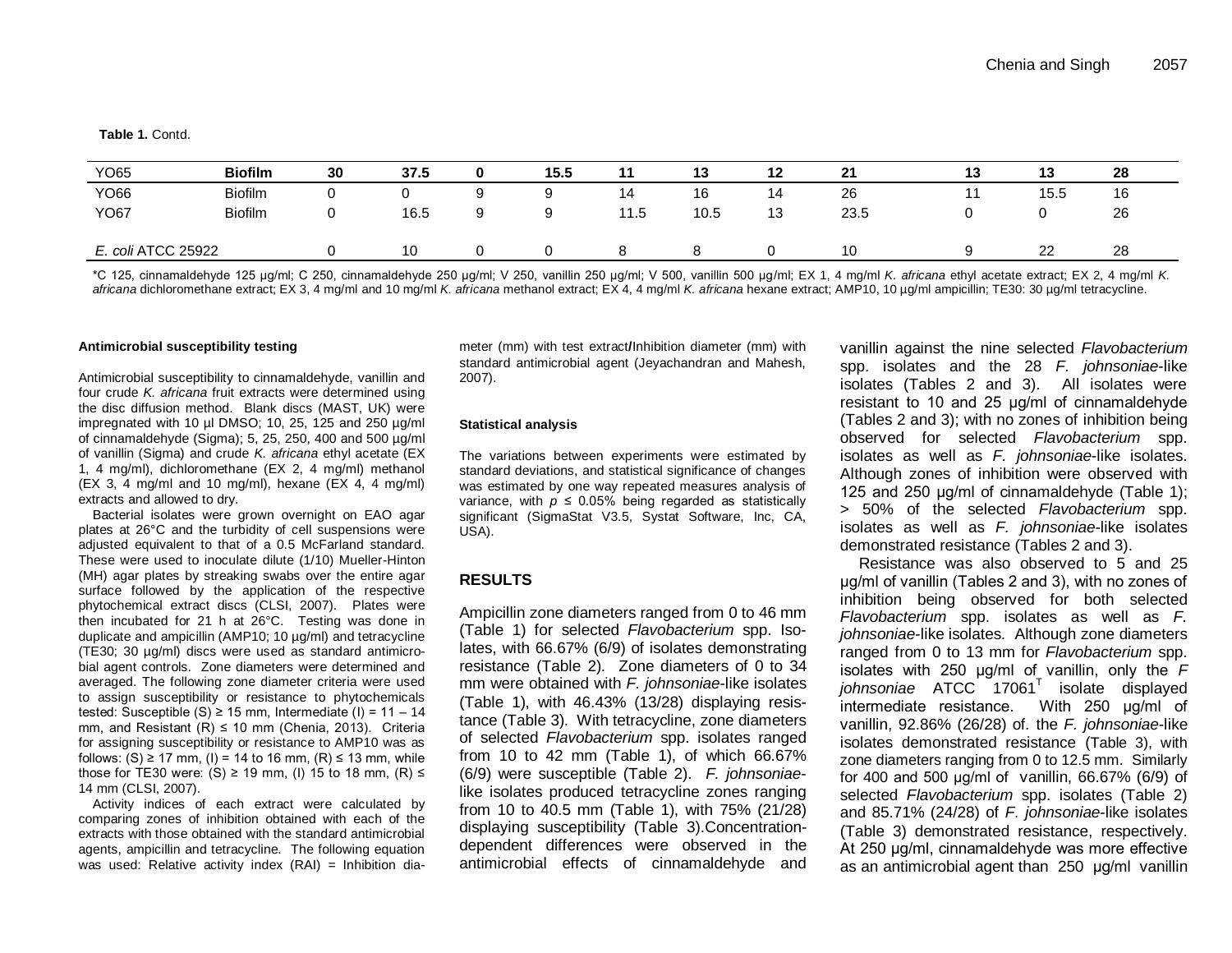**Table 1.** Contd.

| | | | | | | | | | | | | |
|---|---|---|---|---|---|---|---|---|---|---|---|---|
| **YO65** | **Biofilm** | **30** | **37.5** | **0** | **15.5** | **11** | **13** | **12** | **21** | **13** | **13** | **28** |
| YO66 | Biofilm | 0 | 0 | 9 | 9 | 14 | 16 | 14 | 26 | 11 | 15.5 | 16 |
| YO67 | Biofilm | 0 | 16.5 | 9 | 9 | 11.5 | 10.5 | 13 | 23.5 | 0 | 0 | 26 |
| *E. coli* ATCC 25922 | | 0 | 10 | 0 | 0 | 8 | 8 | 0 | 10 | 9 | 22 | 28 |

*C 125, cinnamaldehyde 125 µg/ml; C 250, cinnamaldehyde 250 µg/ml; V 250, vanillin 250 µg/ml; V 500, vanillin 500 µg/ml; EX 1, 4 mg/ml *K. africana* ethyl acetate extract; EX 2, 4 mg/ml *K. africana* dichloromethane extract; EX 3, 4 mg/ml and 10 mg/ml *K. africana* methanol extract; EX 4, 4 mg/ml *K. africana* hexane extract; AMP10, 10 µg/ml ampicillin; TE30: 30 µg/ml tetracycline.

#### Antimicrobial susceptibility testing

Antimicrobial susceptibility to cinnamaldehyde, vanillin and four crude *K. africana* fruit extracts were determined using the disc diffusion method. Blank discs (MAST, UK) were impregnated with 10 µl DMSO; 10, 25, 125 and 250 µg/ml of cinnamaldehyde (Sigma); 5, 25, 250, 400 and 500 µg/ml of vanillin (Sigma) and crude *K. africana* ethyl acetate (EX 1, 4 mg/ml), dichloromethane (EX 2, 4 mg/ml) methanol (EX 3, 4 mg/ml and 10 mg/ml), hexane (EX 4, 4 mg/ml) extracts and allowed to dry.

Bacterial isolates were grown overnight on EAO agar plates at 26°C and the turbidity of cell suspensions were adjusted equivalent to that of a 0.5 McFarland standard. These were used to inoculate dilute (1/10) Mueller-Hinton (MH) agar plates by streaking swabs over the entire agar surface followed by the application of the respective phytochemical extract discs (CLSI, 2007). Plates were then incubated for 21 h at 26°C. Testing was done in duplicate and ampicillin (AMP10; 10 µg/ml) and tetracycline (TE30; 30 µg/ml) discs were used as standard antimicrobial agent controls. Zone diameters were determined and averaged. The following zone diameter criteria were used to assign susceptibility or resistance to phytochemicals tested: Susceptible (S) ≥ 15 mm, Intermediate (I) = 11 – 14 mm, and Resistant (R) ≤ 10 mm (Chenia, 2013). Criteria for assigning susceptibility or resistance to AMP10 was as follows: (S) ≥ 17 mm, (I) = 14 to 16 mm, (R) ≤ 13 mm, while those for TE30 were: (S) ≥ 19 mm, (I) 15 to 18 mm, (R) ≤ 14 mm (CLSI, 2007).

Activity indices of each extract were calculated by comparing zones of inhibition obtained with each of the extracts with those obtained with the standard antimicrobial agents, ampicillin and tetracycline. The following equation was used: Relative activity index (RAI) = Inhibition diameter (mm) with test extract/Inhibition diameter (mm) with standard antimicrobial agent (Jeyachandran and Mahesh, 2007).

#### Statistical analysis

The variations between experiments were estimated by standard deviations, and statistical significance of changes was estimated by one way repeated measures analysis of variance, with $p \leq 0.05\%$ being regarded as statistically significant (SigmaStat V3.5, Systat Software, Inc, CA, USA).

## RESULTS

Ampicillin zone diameters ranged from 0 to 46 mm (Table 1) for selected *Flavobacterium* spp. Isolates, with 66.67% (6/9) of isolates demonstrating resistance (Table 2). Zone diameters of 0 to 34 mm were obtained with *F. johnsoniae*-like isolates (Table 1), with 46.43% (13/28) displaying resistance (Table 3). With tetracycline, zone diameters of selected *Flavobacterium* spp. isolates ranged from 10 to 42 mm (Table 1), of which 66.67% (6/9) were susceptible (Table 2). *F. johnsoniae*-like isolates produced tetracycline zones ranging from 10 to 40.5 mm (Table 1), with 75% (21/28) displaying susceptibility (Table 3). Concentration-dependent differences were observed in the antimicrobial effects of cinnamaldehyde and vanillin against the nine selected *Flavobacterium* spp. isolates and the 28 *F. johnsoniae*-like isolates (Tables 2 and 3). All isolates were resistant to 10 and 25 µg/ml of cinnamaldehyde (Tables 2 and 3); with no zones of inhibition being observed for selected *Flavobacterium* spp. isolates as well as *F. johnsoniae*-like isolates. Although zones of inhibition were observed with 125 and 250 µg/ml of cinnamaldehyde (Table 1); > 50% of the selected *Flavobacterium* spp. isolates as well as *F. johnsoniae*-like isolates demonstrated resistance (Tables 2 and 3).

Resistance was also observed to 5 and 25 µg/ml of vanillin (Tables 2 and 3), with no zones of inhibition being observed for both selected *Flavobacterium* spp. isolates as well as *F. johnsoniae*-like isolates. Although zone diameters ranged from 0 to 13 mm for *Flavobacterium* spp. isolates with 250 µg/ml of vanillin, only the *F johnsoniae* ATCC 17061[T] isolate displayed intermediate resistance. With 250 µg/ml of vanillin, 92.86% (26/28) of. the *F. johnsoniae*-like isolates demonstrated resistance (Table 3), with zone diameters ranging from 0 to 12.5 mm. Similarly for 400 and 500 µg/ml of vanillin, 66.67% (6/9) of selected *Flavobacterium* spp. isolates (Table 2) and 85.71% (24/28) of *F. johnsoniae*-like isolates (Table 3) demonstrated resistance, respectively. At 250 µg/ml, cinnamaldehyde was more effective as an antimicrobial agent than 250 µg/ml vanillin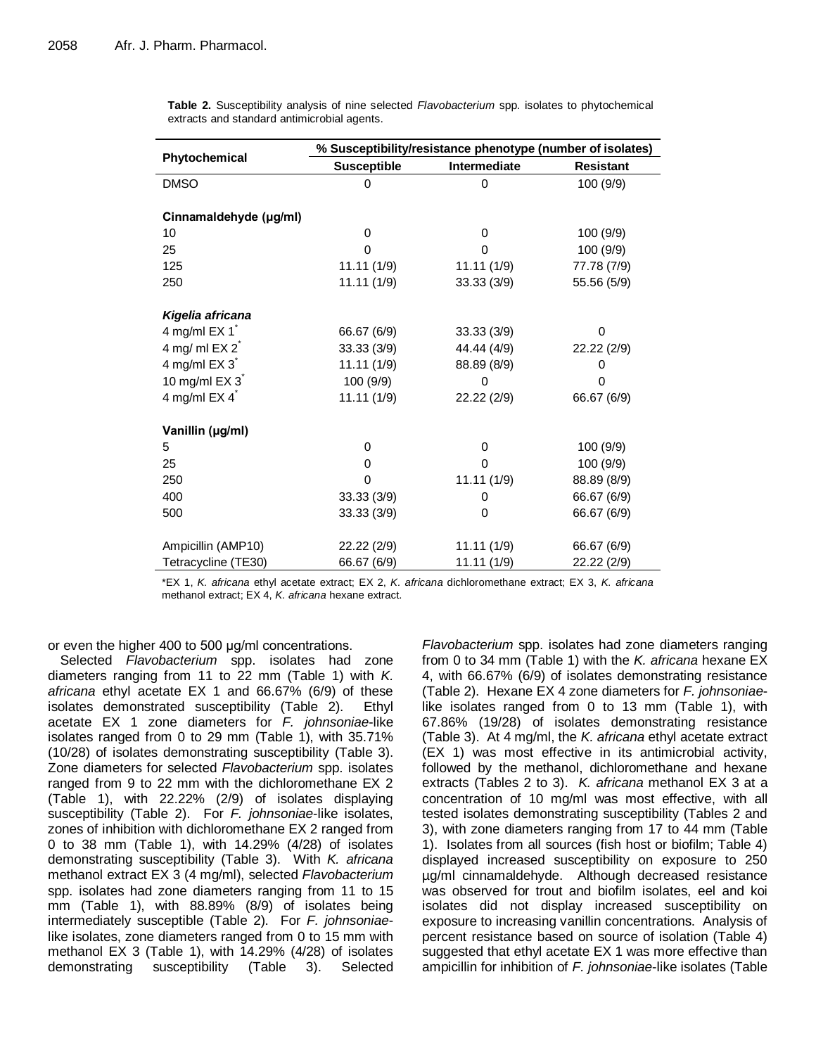**Table 2.** Susceptibility analysis of nine selected *Flavobacterium* spp. isolates to phytochemical extracts and standard antimicrobial agents.

| Phytochemical | % Susceptibility/resistance phenotype (number of isolates) | | |
|---|---|---|---|
| | Susceptible | Intermediate | Resistant |
| DMSO | 0 | 0 | 100 (9/9) |
| **Cinnamaldehyde (µg/ml)** | | | |
| 10 | 0 | 0 | 100 (9/9) |
| 25 | 0 | 0 | 100 (9/9) |
| 125 | 11.11 (1/9) | 11.11 (1/9) | 77.78 (7/9) |
| 250 | 11.11 (1/9) | 33.33 (3/9) | 55.56 (5/9) |
| ***Kigelia africana*** | | | |
| 4 mg/ml EX 1* | 66.67 (6/9) | 33.33 (3/9) | 0 |
| 4 mg/ ml EX 2* | 33.33 (3/9) | 44.44 (4/9) | 22.22 (2/9) |
| 4 mg/ml EX 3* | 11.11 (1/9) | 88.89 (8/9) | 0 |
| 10 mg/ml EX 3* | 100 (9/9) | 0 | 0 |
| 4 mg/ml EX 4* | 11.11 (1/9) | 22.22 (2/9) | 66.67 (6/9) |
| **Vanillin (µg/ml)** | | | |
| 5 | 0 | 0 | 100 (9/9) |
| 25 | 0 | 0 | 100 (9/9) |
| 250 | 0 | 11.11 (1/9) | 88.89 (8/9) |
| 400 | 33.33 (3/9) | 0 | 66.67 (6/9) |
| 500 | 33.33 (3/9) | 0 | 66.67 (6/9) |
| Ampicillin (AMP10) | 22.22 (2/9) | 11.11 (1/9) | 66.67 (6/9) |
| Tetracycline (TE30) | 66.67 (6/9) | 11.11 (1/9) | 22.22 (2/9) |

*EX 1, *K. africana* ethyl acetate extract; EX 2, *K. africana* dichloromethane extract; EX 3, *K. africana* methanol extract; EX 4, *K. africana* hexane extract.

or even the higher 400 to 500 µg/ml concentrations.

Selected *Flavobacterium* spp. isolates had zone diameters ranging from 11 to 22 mm (Table 1) with *K. africana* ethyl acetate EX 1 and 66.67% (6/9) of these isolates demonstrated susceptibility (Table 2). Ethyl acetate EX 1 zone diameters for *F. johnsoniae*-like isolates ranged from 0 to 29 mm (Table 1), with 35.71% (10/28) of isolates demonstrating susceptibility (Table 3). Zone diameters for selected *Flavobacterium* spp. isolates ranged from 9 to 22 mm with the dichloromethane EX 2 (Table 1), with 22.22% (2/9) of isolates displaying susceptibility (Table 2). For *F. johnsoniae*-like isolates, zones of inhibition with dichloromethane EX 2 ranged from 0 to 38 mm (Table 1), with 14.29% (4/28) of isolates demonstrating susceptibility (Table 3). With *K. africana* methanol extract EX 3 (4 mg/ml), selected *Flavobacterium* spp. isolates had zone diameters ranging from 11 to 15 mm (Table 1), with 88.89% (8/9) of isolates being intermediately susceptible (Table 2). For *F. johnsoniae*-like isolates, zone diameters ranged from 0 to 15 mm with methanol EX 3 (Table 1), with 14.29% (4/28) of isolates demonstrating susceptibility (Table 3). Selected *Flavobacterium* spp. isolates had zone diameters ranging from 0 to 34 mm (Table 1) with the *K. africana* hexane EX 4, with 66.67% (6/9) of isolates demonstrating resistance (Table 2). Hexane EX 4 zone diameters for *F. johnsoniae*-like isolates ranged from 0 to 13 mm (Table 1), with 67.86% (19/28) of isolates demonstrating resistance (Table 3). At 4 mg/ml, the *K. africana* ethyl acetate extract (EX 1) was most effective in its antimicrobial activity, followed by the methanol, dichloromethane and hexane extracts (Tables 2 to 3). *K. africana* methanol EX 3 at a concentration of 10 mg/ml was most effective, with all tested isolates demonstrating susceptibility (Tables 2 and 3), with zone diameters ranging from 17 to 44 mm (Table 1). Isolates from all sources (fish host or biofilm; Table 4) displayed increased susceptibility on exposure to 250 µg/ml cinnamaldehyde. Although decreased resistance was observed for trout and biofilm isolates, eel and koi isolates did not display increased susceptibility on exposure to increasing vanillin concentrations. Analysis of percent resistance based on source of isolation (Table 4) suggested that ethyl acetate EX 1 was more effective than ampicillin for inhibition of *F. johnsoniae*-like isolates (Table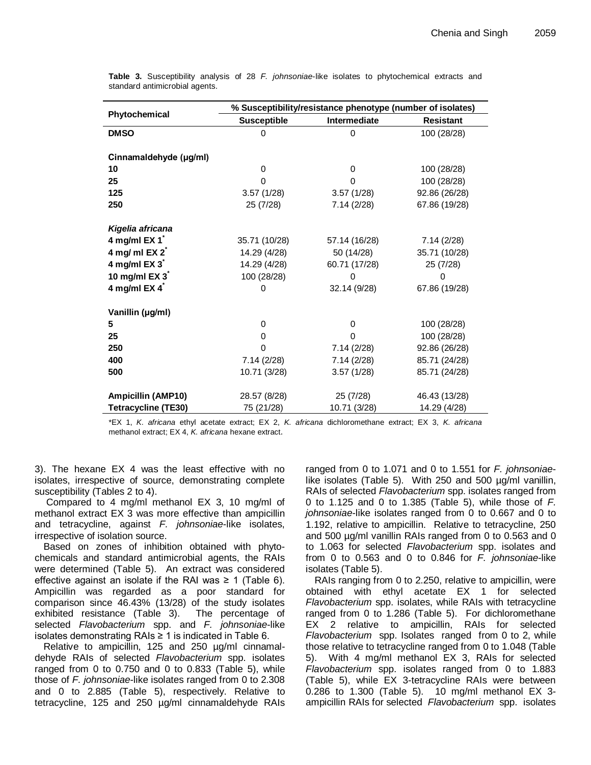**Table 3.** Susceptibility analysis of 28 *F. johnsoniae*-like isolates to phytochemical extracts and standard antimicrobial agents.

| Phytochemical | % Susceptibility/resistance phenotype (number of isolates) | | |
|---|---|---|---|
| | **Susceptible** | **Intermediate** | **Resistant** |
| **DMSO** | 0 | 0 | 100 (28/28) |
| **Cinnamaldehyde (µg/ml)** | | | |
| **10** | 0 | 0 | 100 (28/28) |
| **25** | 0 | 0 | 100 (28/28) |
| **125** | 3.57 (1/28) | 3.57 (1/28) | 92.86 (26/28) |
| **250** | 25 (7/28) | 7.14 (2/28) | 67.86 (19/28) |
| ***Kigelia africana*** | | | |
| **4 mg/ml EX 1*** | 35.71 (10/28) | 57.14 (16/28) | 7.14 (2/28) |
| **4 mg/ ml EX 2*** | 14.29 (4/28) | 50 (14/28) | 35.71 (10/28) |
| **4 mg/ml EX 3*** | 14.29 (4/28) | 60.71 (17/28) | 25 (7/28) |
| **10 mg/ml EX 3*** | 100 (28/28) | 0 | 0 |
| **4 mg/ml EX 4*** | 0 | 32.14 (9/28) | 67.86 (19/28) |
| **Vanillin (µg/ml)** | | | |
| **5** | 0 | 0 | 100 (28/28) |
| **25** | 0 | 0 | 100 (28/28) |
| **250** | 0 | 7.14 (2/28) | 92.86 (26/28) |
| **400** | 7.14 (2/28) | 7.14 (2/28) | 85.71 (24/28) |
| **500** | 10.71 (3/28) | 3.57 (1/28) | 85.71 (24/28) |
| **Ampicillin (AMP10)** | 28.57 (8/28) | 25 (7/28) | 46.43 (13/28) |
| **Tetracycline (TE30)** | 75 (21/28) | 10.71 (3/28) | 14.29 (4/28) |

*EX 1, *K. africana* ethyl acetate extract; EX 2, *K. africana* dichloromethane extract; EX 3, *K. africana* methanol extract; EX 4, *K. africana* hexane extract.

3). The hexane EX 4 was the least effective with no isolates, irrespective of source, demonstrating complete susceptibility (Tables 2 to 4).

Compared to 4 mg/ml methanol EX 3, 10 mg/ml of methanol extract EX 3 was more effective than ampicillin and tetracycline, against *F. johnsoniae*-like isolates, irrespective of isolation source.

Based on zones of inhibition obtained with phytochemicals and standard antimicrobial agents, the RAIs were determined (Table 5). An extract was considered effective against an isolate if the RAI was ≥ 1 (Table 6). Ampicillin was regarded as a poor standard for comparison since 46.43% (13/28) of the study isolates exhibited resistance (Table 3). The percentage of selected *Flavobacterium* spp. and *F. johnsoniae*-like isolates demonstrating RAIs ≥ 1 is indicated in Table 6.

Relative to ampicillin, 125 and 250 µg/ml cinnamaldehyde RAIs of selected *Flavobacterium* spp. isolates ranged from 0 to 0.750 and 0 to 0.833 (Table 5), while those of *F. johnsoniae*-like isolates ranged from 0 to 2.308 and 0 to 2.885 (Table 5), respectively. Relative to tetracycline, 125 and 250 µg/ml cinnamaldehyde RAIs ranged from 0 to 1.071 and 0 to 1.551 for *F. johnsoniae*-like isolates (Table 5). With 250 and 500 µg/ml vanillin, RAIs of selected *Flavobacterium* spp. isolates ranged from 0 to 1.125 and 0 to 1.385 (Table 5), while those of *F. johnsoniae*-like isolates ranged from 0 to 0.667 and 0 to 1.192, relative to ampicillin. Relative to tetracycline, 250 and 500 µg/ml vanillin RAIs ranged from 0 to 0.563 and 0 to 1.063 for selected *Flavobacterium* spp. isolates and from 0 to 0.563 and 0 to 0.846 for *F. johnsoniae*-like isolates (Table 5).

RAIs ranging from 0 to 2.250, relative to ampicillin, were obtained with ethyl acetate EX 1 for selected *Flavobacterium* spp. isolates, while RAIs with tetracycline ranged from 0 to 1.286 (Table 5). For dichloromethane EX 2 relative to ampicillin, RAIs for selected *Flavobacterium* spp. Isolates ranged from 0 to 2, while those relative to tetracycline ranged from 0 to 1.048 (Table 5). With 4 mg/ml methanol EX 3, RAIs for selected *Flavobacterium* spp. isolates ranged from 0 to 1.883 (Table 5), while EX 3-tetracycline RAIs were between 0.286 to 1.300 (Table 5). 10 mg/ml methanol EX 3-ampicillin RAIs for selected *Flavobacterium* spp. isolates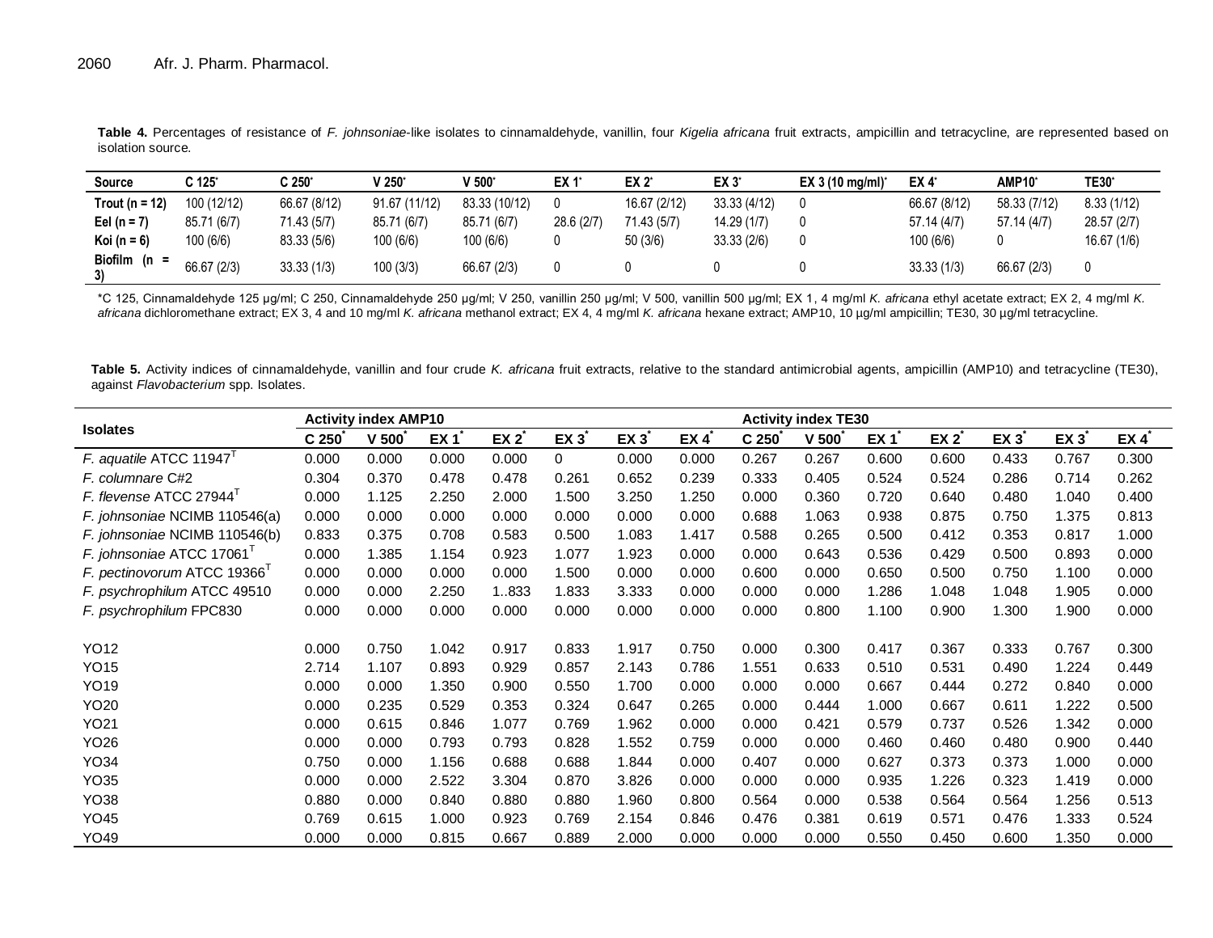**Table 4.** Percentages of resistance of *F. johnsoniae*-like isolates to cinnamaldehyde, vanillin, four *Kigelia africana* fruit extracts, ampicillin and tetracycline, are represented based on isolation source.

| Source | C 125* | C 250* | V 250* | V 500* | EX 1* | EX 2* | EX 3* | EX 3 (10 mg/ml)* | EX 4* | AMP10* | TE30* |
|---|---|---|---|---|---|---|---|---|---|---|---|
| Trout (n = 12) | 100 (12/12) | 66.67 (8/12) | 91.67 (11/12) | 83.33 (10/12) | 0 | 16.67 (2/12) | 33.33 (4/12) | 0 | 66.67 (8/12) | 58.33 (7/12) | 8.33 (1/12) |
| Eel (n = 7) | 85.71 (6/7) | 71.43 (5/7) | 85.71 (6/7) | 85.71 (6/7) | 28.6 (2/7) | 71.43 (5/7) | 14.29 (1/7) | 0 | 57.14 (4/7) | 57.14 (4/7) | 28.57 (2/7) |
| Koi (n = 6) | 100 (6/6) | 83.33 (5/6) | 100 (6/6) | 100 (6/6) | 0 | 50 (3/6) | 33.33 (2/6) | 0 | 100 (6/6) | 0 | 16.67 (1/6) |
| Biofilm (n = 3) | 66.67 (2/3) | 33.33 (1/3) | 100 (3/3) | 66.67 (2/3) | 0 | 0 | 0 | 0 | 33.33 (1/3) | 66.67 (2/3) | 0 |

*C 125, Cinnamaldehyde 125 µg/ml; C 250, Cinnamaldehyde 250 µg/ml; V 250, vanillin 250 µg/ml; V 500, vanillin 500 µg/ml; EX 1, 4 mg/ml *K. africana* ethyl acetate extract; EX 2, 4 mg/ml *K. africana* dichloromethane extract; EX 3, 4 and 10 mg/ml *K. africana* methanol extract; EX 4, 4 mg/ml *K. africana* hexane extract; AMP10, 10 µg/ml ampicillin; TE30, 30 µg/ml tetracycline.

**Table 5.** Activity indices of cinnamaldehyde, vanillin and four crude *K. africana* fruit extracts, relative to the standard antimicrobial agents, ampicillin (AMP10) and tetracycline (TE30), against *Flavobacterium* spp. Isolates.

| Isolates | Activity index AMP10 | | | | | | | Activity index TE30 | | | | | | |
|---|---|---|---|---|---|---|---|---|---|---|---|---|---|---|
| | C 250* | V 500* | EX 1* | EX 2* | EX 3* | EX 3* | EX 4* | C 250* | V 500* | EX 1* | EX 2* | EX 3* | EX 3* | EX 4* |
| *F. aquatile* ATCC 11947^T | 0.000 | 0.000 | 0.000 | 0.000 | 0 | 0.000 | 0.000 | 0.267 | 0.267 | 0.600 | 0.600 | 0.433 | 0.767 | 0.300 |
| *F. columnare* C#2 | 0.304 | 0.370 | 0.478 | 0.478 | 0.261 | 0.652 | 0.239 | 0.333 | 0.405 | 0.524 | 0.524 | 0.286 | 0.714 | 0.262 |
| *F. flevense* ATCC 27944^T | 0.000 | 1.125 | 2.250 | 2.000 | 1.500 | 3.250 | 1.250 | 0.000 | 0.360 | 0.720 | 0.640 | 0.480 | 1.040 | 0.400 |
| *F. johnsoniae* NCIMB 110546(a) | 0.000 | 0.000 | 0.000 | 0.000 | 0.000 | 0.000 | 0.000 | 0.688 | 1.063 | 0.938 | 0.875 | 0.750 | 1.375 | 0.813 |
| *F. johnsoniae* NCIMB 110546(b) | 0.833 | 0.375 | 0.708 | 0.583 | 0.500 | 1.083 | 1.417 | 0.588 | 0.265 | 0.500 | 0.412 | 0.353 | 0.817 | 1.000 |
| *F. johnsoniae* ATCC 17061^T | 0.000 | 1.385 | 1.154 | 0.923 | 1.077 | 1.923 | 0.000 | 0.000 | 0.643 | 0.536 | 0.429 | 0.500 | 0.893 | 0.000 |
| *F. pectinovorum* ATCC 19366^T | 0.000 | 0.000 | 0.000 | 0.000 | 1.500 | 0.000 | 0.000 | 0.600 | 0.000 | 0.650 | 0.500 | 0.750 | 1.100 | 0.000 |
| *F. psychrophilum* ATCC 49510 | 0.000 | 0.000 | 2.250 | 1..833 | 1.833 | 3.333 | 0.000 | 0.000 | 0.000 | 1.286 | 1.048 | 1.048 | 1.905 | 0.000 |
| *F. psychrophilum* FPC830 | 0.000 | 0.000 | 0.000 | 0.000 | 0.000 | 0.000 | 0.000 | 0.000 | 0.800 | 1.100 | 0.900 | 1.300 | 1.900 | 0.000 |
| YO12 | 0.000 | 0.750 | 1.042 | 0.917 | 0.833 | 1.917 | 0.750 | 0.000 | 0.300 | 0.417 | 0.367 | 0.333 | 0.767 | 0.300 |
| YO15 | 2.714 | 1.107 | 0.893 | 0.929 | 0.857 | 2.143 | 0.786 | 1.551 | 0.633 | 0.510 | 0.531 | 0.490 | 1.224 | 0.449 |
| YO19 | 0.000 | 0.000 | 1.350 | 0.900 | 0.550 | 1.700 | 0.000 | 0.000 | 0.000 | 0.667 | 0.444 | 0.272 | 0.840 | 0.000 |
| YO20 | 0.000 | 0.235 | 0.529 | 0.353 | 0.324 | 0.647 | 0.265 | 0.000 | 0.444 | 1.000 | 0.667 | 0.611 | 1.222 | 0.500 |
| YO21 | 0.000 | 0.615 | 0.846 | 1.077 | 0.769 | 1.962 | 0.000 | 0.000 | 0.421 | 0.579 | 0.737 | 0.526 | 1.342 | 0.000 |
| YO26 | 0.000 | 0.000 | 0.793 | 0.793 | 0.828 | 1.552 | 0.759 | 0.000 | 0.000 | 0.460 | 0.460 | 0.480 | 0.900 | 0.440 |
| YO34 | 0.750 | 0.000 | 1.156 | 0.688 | 0.688 | 1.844 | 0.000 | 0.407 | 0.000 | 0.627 | 0.373 | 0.373 | 1.000 | 0.000 |
| YO35 | 0.000 | 0.000 | 2.522 | 3.304 | 0.870 | 3.826 | 0.000 | 0.000 | 0.000 | 0.935 | 1.226 | 0.323 | 1.419 | 0.000 |
| YO38 | 0.880 | 0.000 | 0.840 | 0.880 | 0.880 | 1.960 | 0.800 | 0.564 | 0.000 | 0.538 | 0.564 | 0.564 | 1.256 | 0.513 |
| YO45 | 0.769 | 0.615 | 1.000 | 0.923 | 0.769 | 2.154 | 0.846 | 0.476 | 0.381 | 0.619 | 0.571 | 0.476 | 1.333 | 0.524 |
| YO49 | 0.000 | 0.000 | 0.815 | 0.667 | 0.889 | 2.000 | 0.000 | 0.000 | 0.000 | 0.550 | 0.450 | 0.600 | 1.350 | 0.000 |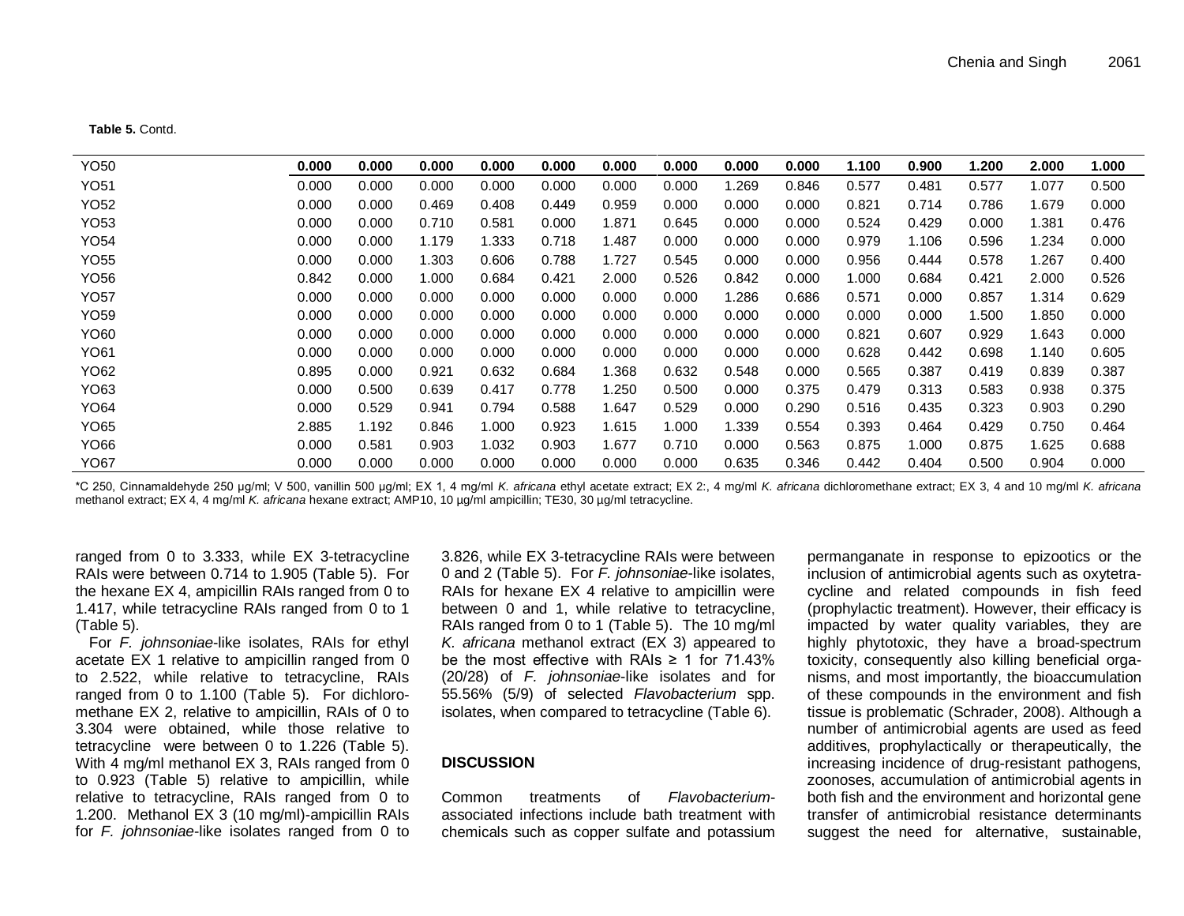**Table 5.** Contd.

| | | | | | | | | | | | | | | |
|---|---|---|---|---|---|---|---|---|---|---|---|---|---|---|
| YO50 | **0.000** | **0.000** | **0.000** | **0.000** | **0.000** | **0.000** | **0.000** | **0.000** | **0.000** | **1.100** | **0.900** | **1.200** | **2.000** | **1.000** |
| YO51 | 0.000 | 0.000 | 0.000 | 0.000 | 0.000 | 0.000 | 0.000 | 1.269 | 0.846 | 0.577 | 0.481 | 0.577 | 1.077 | 0.500 |
| YO52 | 0.000 | 0.000 | 0.469 | 0.408 | 0.449 | 0.959 | 0.000 | 0.000 | 0.000 | 0.821 | 0.714 | 0.786 | 1.679 | 0.000 |
| YO53 | 0.000 | 0.000 | 0.710 | 0.581 | 0.000 | 1.871 | 0.645 | 0.000 | 0.000 | 0.524 | 0.429 | 0.000 | 1.381 | 0.476 |
| YO54 | 0.000 | 0.000 | 1.179 | 1.333 | 0.718 | 1.487 | 0.000 | 0.000 | 0.000 | 0.979 | 1.106 | 0.596 | 1.234 | 0.000 |
| YO55 | 0.000 | 0.000 | 1.303 | 0.606 | 0.788 | 1.727 | 0.545 | 0.000 | 0.000 | 0.956 | 0.444 | 0.578 | 1.267 | 0.400 |
| YO56 | 0.842 | 0.000 | 1.000 | 0.684 | 0.421 | 2.000 | 0.526 | 0.842 | 0.000 | 1.000 | 0.684 | 0.421 | 2.000 | 0.526 |
| YO57 | 0.000 | 0.000 | 0.000 | 0.000 | 0.000 | 0.000 | 0.000 | 1.286 | 0.686 | 0.571 | 0.000 | 0.857 | 1.314 | 0.629 |
| YO59 | 0.000 | 0.000 | 0.000 | 0.000 | 0.000 | 0.000 | 0.000 | 0.000 | 0.000 | 0.000 | 0.000 | 1.500 | 1.850 | 0.000 |
| YO60 | 0.000 | 0.000 | 0.000 | 0.000 | 0.000 | 0.000 | 0.000 | 0.000 | 0.000 | 0.821 | 0.607 | 0.929 | 1.643 | 0.000 |
| YO61 | 0.000 | 0.000 | 0.000 | 0.000 | 0.000 | 0.000 | 0.000 | 0.000 | 0.000 | 0.628 | 0.442 | 0.698 | 1.140 | 0.605 |
| YO62 | 0.895 | 0.000 | 0.921 | 0.632 | 0.684 | 1.368 | 0.632 | 0.548 | 0.000 | 0.565 | 0.387 | 0.419 | 0.839 | 0.387 |
| YO63 | 0.000 | 0.500 | 0.639 | 0.417 | 0.778 | 1.250 | 0.500 | 0.000 | 0.375 | 0.479 | 0.313 | 0.583 | 0.938 | 0.375 |
| YO64 | 0.000 | 0.529 | 0.941 | 0.794 | 0.588 | 1.647 | 0.529 | 0.000 | 0.290 | 0.516 | 0.435 | 0.323 | 0.903 | 0.290 |
| YO65 | 2.885 | 1.192 | 0.846 | 1.000 | 0.923 | 1.615 | 1.000 | 1.339 | 0.554 | 0.393 | 0.464 | 0.429 | 0.750 | 0.464 |
| YO66 | 0.000 | 0.581 | 0.903 | 1.032 | 0.903 | 1.677 | 0.710 | 0.000 | 0.563 | 0.875 | 1.000 | 0.875 | 1.625 | 0.688 |
| YO67 | 0.000 | 0.000 | 0.000 | 0.000 | 0.000 | 0.000 | 0.000 | 0.635 | 0.346 | 0.442 | 0.404 | 0.500 | 0.904 | 0.000 |

*C 250, Cinnamaldehyde 250 µg/ml; V 500, vanillin 500 µg/ml; EX 1, 4 mg/ml *K. africana* ethyl acetate extract; EX 2:, 4 mg/ml *K. africana* dichloromethane extract; EX 3, 4 and 10 mg/ml *K. africana* methanol extract; EX 4, 4 mg/ml *K. africana* hexane extract; AMP10, 10 µg/ml ampicillin; TE30, 30 µg/ml tetracycline.

ranged from 0 to 3.333, while EX 3-tetracycline RAIs were between 0.714 to 1.905 (Table 5). For the hexane EX 4, ampicillin RAIs ranged from 0 to 1.417, while tetracycline RAIs ranged from 0 to 1 (Table 5).

For *F. johnsoniae*-like isolates, RAIs for ethyl acetate EX 1 relative to ampicillin ranged from 0 to 2.522, while relative to tetracycline, RAIs ranged from 0 to 1.100 (Table 5). For dichloromethane EX 2, relative to ampicillin, RAIs of 0 to 3.304 were obtained, while those relative to tetracycline were between 0 to 1.226 (Table 5). With 4 mg/ml methanol EX 3, RAIs ranged from 0 to 0.923 (Table 5) relative to ampicillin, while relative to tetracycline, RAIs ranged from 0 to 1.200. Methanol EX 3 (10 mg/ml)-ampicillin RAIs for *F. johnsoniae*-like isolates ranged from 0 to 3.826, while EX 3-tetracycline RAIs were between 0 and 2 (Table 5). For *F. johnsoniae*-like isolates, RAIs for hexane EX 4 relative to ampicillin were between 0 and 1, while relative to tetracycline, RAIs ranged from 0 to 1 (Table 5). The 10 mg/ml *K. africana* methanol extract (EX 3) appeared to be the most effective with RAIs ≥ 1 for 71.43% (20/28) of *F. johnsoniae*-like isolates and for 55.56% (5/9) of selected *Flavobacterium* spp. isolates, when compared to tetracycline (Table 6).

## DISCUSSION

Common treatments of *Flavobacterium*-associated infections include bath treatment with chemicals such as copper sulfate and potassium permanganate in response to epizootics or the inclusion of antimicrobial agents such as oxytetracycline and related compounds in fish feed (prophylactic treatment). However, their efficacy is impacted by water quality variables, they are highly phytotoxic, they have a broad-spectrum toxicity, consequently also killing beneficial organisms, and most importantly, the bioaccumulation of these compounds in the environment and fish tissue is problematic (Schrader, 2008). Although a number of antimicrobial agents are used as feed additives, prophylactically or therapeutically, the increasing incidence of drug-resistant pathogens, zoonoses, accumulation of antimicrobial agents in both fish and the environment and horizontal gene transfer of antimicrobial resistance determinants suggest the need for alternative, sustainable,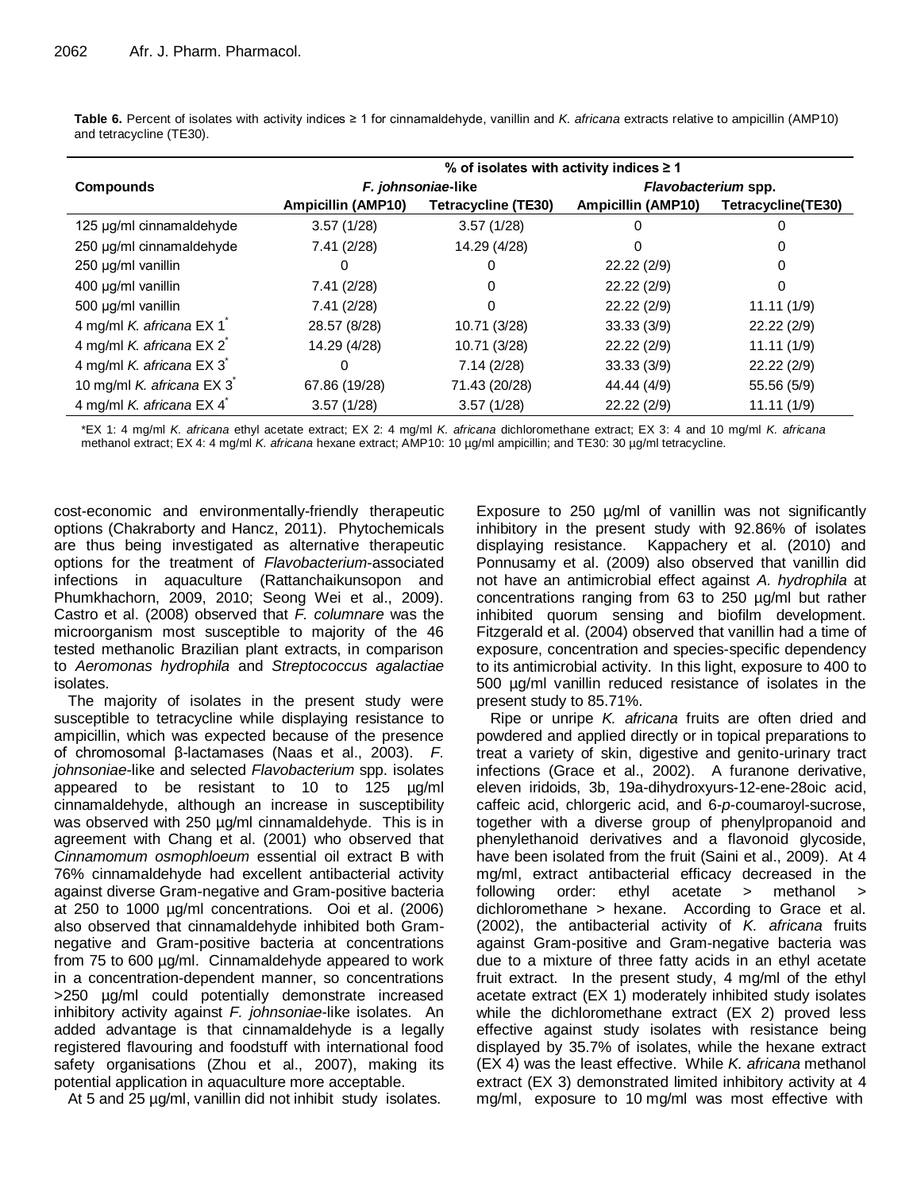**Table 6.** Percent of isolates with activity indices ≥ 1 for cinnamaldehyde, vanillin and *K. africana* extracts relative to ampicillin (AMP10) and tetracycline (TE30).

| Compounds | % of isolates with activity indices ≥ 1 | | | |
|---|---|---|---|---|
| | *F. johnsoniae*-like | | *Flavobacterium* spp. | |
| | Ampicillin (AMP10) | Tetracycline (TE30) | Ampicillin (AMP10) | Tetracycline(TE30) |
| 125 µg/ml cinnamaldehyde | 3.57 (1/28) | 3.57 (1/28) | 0 | 0 |
| 250 µg/ml cinnamaldehyde | 7.41 (2/28) | 14.29 (4/28) | 0 | 0 |
| 250 µg/ml vanillin | 0 | 0 | 22.22 (2/9) | 0 |
| 400 µg/ml vanillin | 7.41 (2/28) | 0 | 22.22 (2/9) | 0 |
| 500 µg/ml vanillin | 7.41 (2/28) | 0 | 22.22 (2/9) | 11.11 (1/9) |
| 4 mg/ml *K. africana* EX 1* | 28.57 (8/28) | 10.71 (3/28) | 33.33 (3/9) | 22.22 (2/9) |
| 4 mg/ml *K. africana* EX 2* | 14.29 (4/28) | 10.71 (3/28) | 22.22 (2/9) | 11.11 (1/9) |
| 4 mg/ml *K. africana* EX 3* | 0 | 7.14 (2/28) | 33.33 (3/9) | 22.22 (2/9) |
| 10 mg/ml *K. africana* EX 3* | 67.86 (19/28) | 71.43 (20/28) | 44.44 (4/9) | 55.56 (5/9) |
| 4 mg/ml *K. africana* EX 4* | 3.57 (1/28) | 3.57 (1/28) | 22.22 (2/9) | 11.11 (1/9) |

*EX 1: 4 mg/ml *K. africana* ethyl acetate extract; EX 2: 4 mg/ml *K. africana* dichloromethane extract; EX 3: 4 and 10 mg/ml *K. africana* methanol extract; EX 4: 4 mg/ml *K. africana* hexane extract; AMP10: 10 µg/ml ampicillin; and TE30: 30 µg/ml tetracycline.

cost-economic and environmentally-friendly therapeutic options (Chakraborty and Hancz, 2011). Phytochemicals are thus being investigated as alternative therapeutic options for the treatment of *Flavobacterium*-associated infections in aquaculture (Rattanchaikunsopon and Phumkhachorn, 2009, 2010; Seong Wei et al., 2009). Castro et al. (2008) observed that *F. columnare* was the microorganism most susceptible to majority of the 46 tested methanolic Brazilian plant extracts, in comparison to *Aeromonas hydrophila* and *Streptococcus agalactiae* isolates.

The majority of isolates in the present study were susceptible to tetracycline while displaying resistance to ampicillin, which was expected because of the presence of chromosomal β-lactamases (Naas et al., 2003). *F. johnsoniae*-like and selected *Flavobacterium* spp. isolates appeared to be resistant to 10 to 125 µg/ml cinnamaldehyde, although an increase in susceptibility was observed with 250 µg/ml cinnamaldehyde. This is in agreement with Chang et al. (2001) who observed that *Cinnamomum osmophloeum* essential oil extract B with 76% cinnamaldehyde had excellent antibacterial activity against diverse Gram-negative and Gram-positive bacteria at 250 to 1000 µg/ml concentrations. Ooi et al. (2006) also observed that cinnamaldehyde inhibited both Gram-negative and Gram-positive bacteria at concentrations from 75 to 600 µg/ml. Cinnamaldehyde appeared to work in a concentration-dependent manner, so concentrations >250 µg/ml could potentially demonstrate increased inhibitory activity against *F. johnsoniae*-like isolates. An added advantage is that cinnamaldehyde is a legally registered flavouring and foodstuff with international food safety organisations (Zhou et al., 2007), making its potential application in aquaculture more acceptable.

At 5 and 25 µg/ml, vanillin did not inhibit study isolates. Exposure to 250 µg/ml of vanillin was not significantly inhibitory in the present study with 92.86% of isolates displaying resistance. Kappachery et al. (2010) and Ponnusamy et al. (2009) also observed that vanillin did not have an antimicrobial effect against *A. hydrophila* at concentrations ranging from 63 to 250 µg/ml but rather inhibited quorum sensing and biofilm development. Fitzgerald et al. (2004) observed that vanillin had a time of exposure, concentration and species-specific dependency to its antimicrobial activity. In this light, exposure to 400 to 500 µg/ml vanillin reduced resistance of isolates in the present study to 85.71%.

Ripe or unripe *K. africana* fruits are often dried and powdered and applied directly or in topical preparations to treat a variety of skin, digestive and genito-urinary tract infections (Grace et al., 2002). A furanone derivative, eleven iridoids, 3b, 19a-dihydroxyurs-12-ene-28oic acid, caffeic acid, chlorgeric acid, and 6-*p*-coumaroyl-sucrose, together with a diverse group of phenylpropanoid and phenylethanoid derivatives and a flavonoid glycoside, have been isolated from the fruit (Saini et al., 2009). At 4 mg/ml, extract antibacterial efficacy decreased in the following order: ethyl acetate > methanol > dichloromethane > hexane. According to Grace et al. (2002), the antibacterial activity of *K. africana* fruits against Gram-positive and Gram-negative bacteria was due to a mixture of three fatty acids in an ethyl acetate fruit extract. In the present study, 4 mg/ml of the ethyl acetate extract (EX 1) moderately inhibited study isolates while the dichloromethane extract (EX 2) proved less effective against study isolates with resistance being displayed by 35.7% of isolates, while the hexane extract (EX 4) was the least effective. While *K. africana* methanol extract (EX 3) demonstrated limited inhibitory activity at 4 mg/ml, exposure to 10 mg/ml was most effective with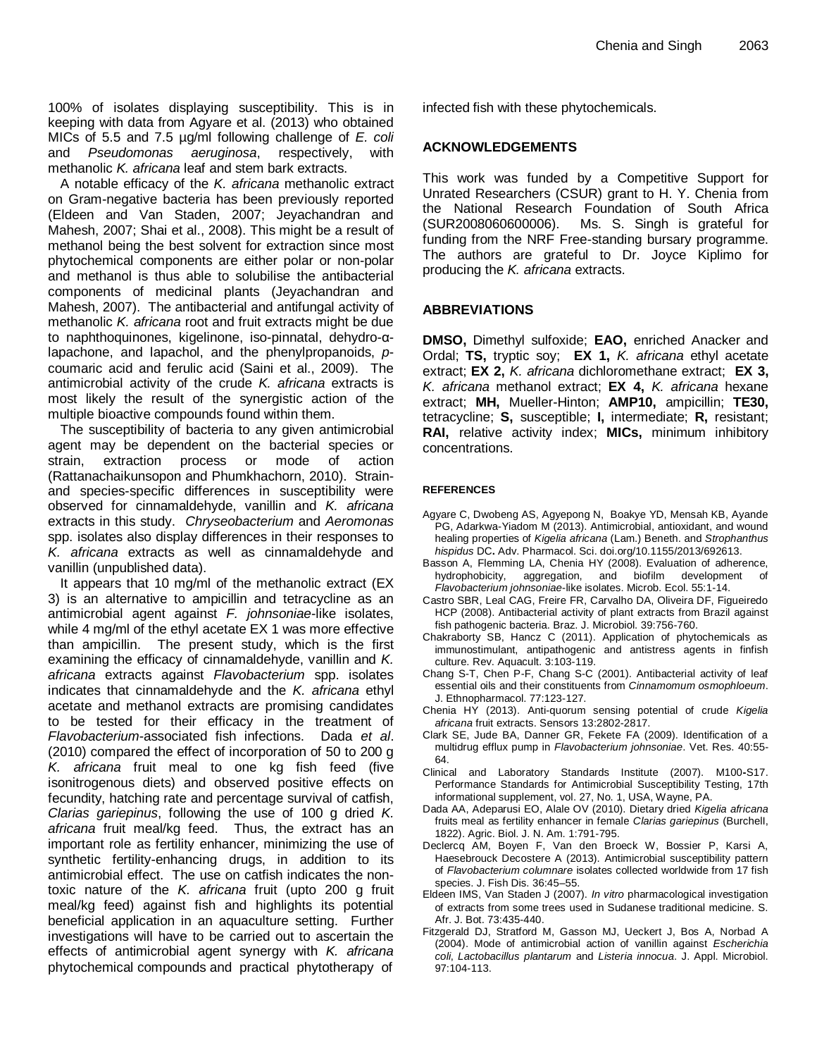100% of isolates displaying susceptibility. This is in keeping with data from Agyare et al. (2013) who obtained MICs of 5.5 and 7.5 µg/ml following challenge of *E. coli* and *Pseudomonas aeruginosa*, respectively, with methanolic *K. africana* leaf and stem bark extracts.

A notable efficacy of the *K. africana* methanolic extract on Gram-negative bacteria has been previously reported (Eldeen and Van Staden, 2007; Jeyachandran and Mahesh, 2007; Shai et al., 2008). This might be a result of methanol being the best solvent for extraction since most phytochemical components are either polar or non-polar and methanol is thus able to solubilise the antibacterial components of medicinal plants (Jeyachandran and Mahesh, 2007). The antibacterial and antifungal activity of methanolic *K. africana* root and fruit extracts might be due to naphthoquinones, kigelinone, iso-pinnatal, dehydro-α-lapachone, and lapachol, and the phenylpropanoids, *p*-coumaric acid and ferulic acid (Saini et al., 2009). The antimicrobial activity of the crude *K. africana* extracts is most likely the result of the synergistic action of the multiple bioactive compounds found within them.

The susceptibility of bacteria to any given antimicrobial agent may be dependent on the bacterial species or strain, extraction process or mode of action (Rattanachaikunsopon and Phumkhachorn, 2010). Strain- and species-specific differences in susceptibility were observed for cinnamaldehyde, vanillin and *K. africana* extracts in this study. *Chryseobacterium* and *Aeromonas* spp. isolates also display differences in their responses to *K. africana* extracts as well as cinnamaldehyde and vanillin (unpublished data).

It appears that 10 mg/ml of the methanolic extract (EX 3) is an alternative to ampicillin and tetracycline as an antimicrobial agent against *F. johnsoniae*-like isolates, while 4 mg/ml of the ethyl acetate EX 1 was more effective than ampicillin. The present study, which is the first examining the efficacy of cinnamaldehyde, vanillin and *K. africana* extracts against *Flavobacterium* spp. isolates indicates that cinnamaldehyde and the *K. africana* ethyl acetate and methanol extracts are promising candidates to be tested for their efficacy in the treatment of *Flavobacterium*-associated fish infections. Dada *et al*. (2010) compared the effect of incorporation of 50 to 200 g *K. africana* fruit meal to one kg fish feed (five isonitrogenous diets) and observed positive effects on fecundity, hatching rate and percentage survival of catfish, *Clarias gariepinus*, following the use of 100 g dried *K. africana* fruit meal/kg feed. Thus, the extract has an important role as fertility enhancer, minimizing the use of synthetic fertility-enhancing drugs, in addition to its antimicrobial effect. The use on catfish indicates the non-toxic nature of the *K. africana* fruit (upto 200 g fruit meal/kg feed) against fish and highlights its potential beneficial application in an aquaculture setting. Further investigations will have to be carried out to ascertain the effects of antimicrobial agent synergy with *K. africana* phytochemical compounds and practical phytotherapy of infected fish with these phytochemicals.

## ACKNOWLEDGEMENTS

This work was funded by a Competitive Support for Unrated Researchers (CSUR) grant to H. Y. Chenia from the National Research Foundation of South Africa (SUR2008060600006). Ms. S. Singh is grateful for funding from the NRF Free-standing bursary programme. The authors are grateful to Dr. Joyce Kiplimo for producing the *K. africana* extracts.

## ABBREVIATIONS

**DMSO,** Dimethyl sulfoxide; **EAO,** enriched Anacker and Ordal; **TS,** tryptic soy; **EX 1,** *K. africana* ethyl acetate extract; **EX 2,** *K. africana* dichloromethane extract; **EX 3,** *K. africana* methanol extract; **EX 4,** *K. africana* hexane extract; **MH,** Mueller-Hinton; **AMP10,** ampicillin; **TE30,** tetracycline; **S,** susceptible; **I,** intermediate; **R,** resistant; **RAI,** relative activity index; **MICs,** minimum inhibitory concentrations.

## REFERENCES

Agyare C, Dwobeng AS, Agyepong N, Boakye YD, Mensah KB, Ayande PG, Adarkwa-Yiadom M (2013). Antimicrobial, antioxidant, and wound healing properties of *Kigelia africana* (Lam.) Beneth. and *Strophanthus hispidus* DC**.** Adv. Pharmacol. Sci. doi.org/10.1155/2013/692613.

Basson A, Flemming LA, Chenia HY (2008). Evaluation of adherence, hydrophobicity, aggregation, and biofilm development of *Flavobacterium johnsoniae*-like isolates. Microb. Ecol. 55:1-14.

Castro SBR, Leal CAG, Freire FR, Carvalho DA, Oliveira DF, Figueiredo HCP (2008). Antibacterial activity of plant extracts from Brazil against fish pathogenic bacteria. Braz. J. Microbiol. 39:756-760.

Chakraborty SB, Hancz C (2011). Application of phytochemicals as immunostimulant, antipathogenic and antistress agents in finfish culture. Rev. Aquacult. 3:103-119.

Chang S-T, Chen P-F, Chang S-C (2001). Antibacterial activity of leaf essential oils and their constituents from *Cinnamomum osmophloeum*. J. Ethnopharmacol. 77:123-127.

Chenia HY (2013). Anti-quorum sensing potential of crude *Kigelia africana* fruit extracts. Sensors 13:2802-2817.

Clark SE, Jude BA, Danner GR, Fekete FA (2009). Identification of a multidrug efflux pump in *Flavobacterium johnsoniae*. Vet. Res. 40:55-64.

Clinical and Laboratory Standards Institute (2007). M100-S17. Performance Standards for Antimicrobial Susceptibility Testing, 17th informational supplement, vol. 27, No. 1, USA, Wayne, PA.

Dada AA, Adeparusi EO, Alale OV (2010). Dietary dried *Kigelia africana* fruits meal as fertility enhancer in female *Clarias gariepinus* (Burchell, 1822). Agric. Biol. J. N. Am. 1:791-795.

Declercq AM, Boyen F, Van den Broeck W, Bossier P, Karsi A, Haesebrouck Decostere A (2013). Antimicrobial susceptibility pattern of *Flavobacterium columnare* isolates collected worldwide from 17 fish species. J. Fish Dis. 36:45–55.

Eldeen IMS, Van Staden J (2007). *In vitro* pharmacological investigation of extracts from some trees used in Sudanese traditional medicine. S. Afr. J. Bot. 73:435-440.

Fitzgerald DJ, Stratford M, Gasson MJ, Ueckert J, Bos A, Norbad A (2004). Mode of antimicrobial action of vanillin against *Escherichia coli*, *Lactobacillus plantarum* and *Listeria innocua*. J. Appl. Microbiol. 97:104-113.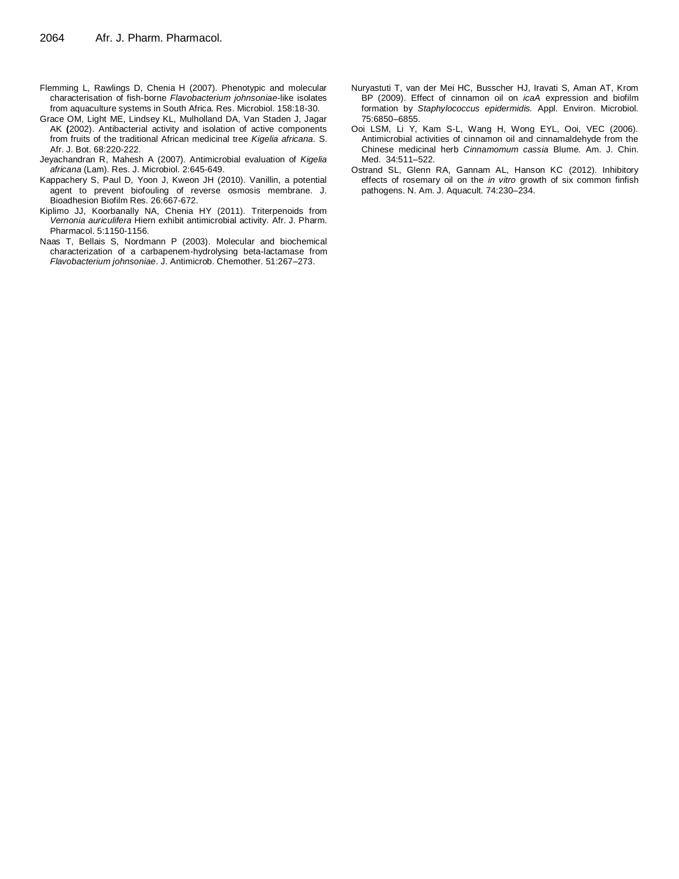Flemming L, Rawlings D, Chenia H (2007). Phenotypic and molecular characterisation of fish-borne *Flavobacterium johnsoniae*-like isolates from aquaculture systems in South Africa. Res. Microbiol. 158:18-30.

Grace OM, Light ME, Lindsey KL, Mulholland DA, Van Staden J, Jagar AK (2002). Antibacterial activity and isolation of active components from fruits of the traditional African medicinal tree *Kigelia africana*. S. Afr. J. Bot. 68:220-222.

Jeyachandran R, Mahesh A (2007). Antimicrobial evaluation of *Kigelia africana* (Lam). Res. J. Microbiol. 2:645-649.

Kappachery S, Paul D, Yoon J, Kweon JH (2010). Vanillin, a potential agent to prevent biofouling of reverse osmosis membrane. J. Bioadhesion Biofilm Res. 26:667-672.

Kiplimo JJ, Koorbanally NA, Chenia HY (2011). Triterpenoids from *Vernonia auriculifera* Hiern exhibit antimicrobial activity. Afr. J. Pharm. Pharmacol. 5:1150-1156.

Naas T, Bellais S, Nordmann P (2003). Molecular and biochemical characterization of a carbapenem-hydrolysing beta-lactamase from *Flavobacterium johnsoniae*. J. Antimicrob. Chemother. 51:267–273.

Nuryastuti T, van der Mei HC, Busscher HJ, Iravati S, Aman AT, Krom BP (2009). Effect of cinnamon oil on *icaA* expression and biofilm formation by *Staphylococcus epidermidis.* Appl. Environ. Microbiol. 75:6850–6855.

Ooi LSM, Li Y, Kam S-L, Wang H, Wong EYL, Ooi, VEC (2006). Antimicrobial activities of cinnamon oil and cinnamaldehyde from the Chinese medicinal herb *Cinnamomum cassia* Blume. Am. J. Chin. Med. 34:511–522.

Ostrand SL, Glenn RA, Gannam AL, Hanson KC (2012). Inhibitory effects of rosemary oil on the *in vitro* growth of six common finfish pathogens. N. Am. J. Aquacult. 74:230–234.